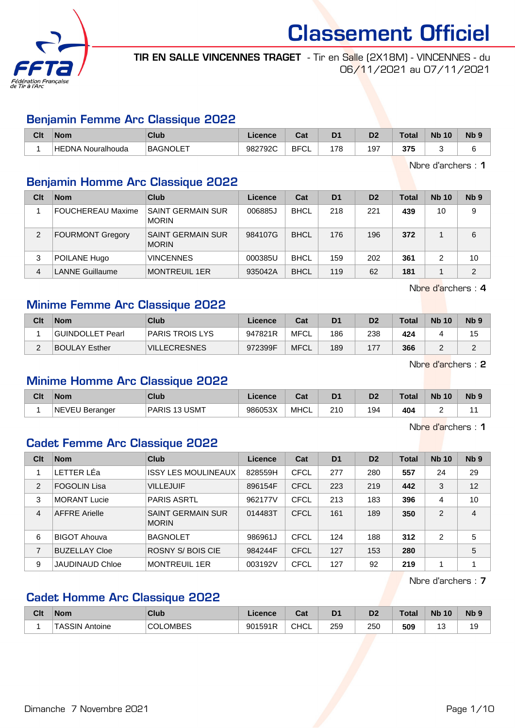# Classement Officiel

**TIR EN SALLE VINCENNES TRAGET** - Tir en Salle (2X18M) - VINCENNES - du 06/11/2021 au 07/11/2021

## Benjamin Femme Arc Classique 2022

| Clt | Nom | Club | Licence | Cat | D1 | D2 | Total | Nb 10 | Nb 9 |
|---|---|---|---|---|---|---|---|---|---|
| 1 | HEDNA Nouralhouda | BAGNOLET | 982792C | BFCL | 178 | 197 | **375** | 3 | 6 |

Nbre d'archers : **1**

## Benjamin Homme Arc Classique 2022

| Clt | Nom | Club | Licence | Cat | D1 | D2 | Total | Nb 10 | Nb 9 |
|---|---|---|---|---|---|---|---|---|---|
| 1 | FOUCHEREAU Maxime | SAINT GERMAIN SUR MORIN | 006885J | BHCL | 218 | 221 | **439** | 10 | 9 |
| 2 | FOURMONT Gregory | SAINT GERMAIN SUR MORIN | 984107G | BHCL | 176 | 196 | **372** | 1 | 6 |
| 3 | POILANE Hugo | VINCENNES | 000385U | BHCL | 159 | 202 | **361** | 2 | 10 |
| 4 | LANNE Guillaume | MONTREUIL 1ER | 935042A | BHCL | 119 | 62 | **181** | 1 | 2 |

Nbre d'archers : **4**

## Minime Femme Arc Classique 2022

| Clt | Nom | Club | Licence | Cat | D1 | D2 | Total | Nb 10 | Nb 9 |
|---|---|---|---|---|---|---|---|---|---|
| 1 | GUINDOLLET Pearl | PARIS TROIS LYS | 947821R | MFCL | 186 | 238 | **424** | 4 | 15 |
| 2 | BOULAY Esther | VILLECRESNES | 972399F | MFCL | 189 | 177 | **366** | 2 | 2 |

Nbre d'archers : **2**

## Minime Homme Arc Classique 2022

| Clt | Nom | Club | Licence | Cat | D1 | D2 | Total | Nb 10 | Nb 9 |
|---|---|---|---|---|---|---|---|---|---|
| 1 | NEVEU Beranger | PARIS 13 USMT | 986053X | MHCL | 210 | 194 | **404** | 2 | 11 |

Nbre d'archers : **1**

## Cadet Femme Arc Classique 2022

| Clt | Nom | Club | Licence | Cat | D1 | D2 | Total | Nb 10 | Nb 9 |
|---|---|---|---|---|---|---|---|---|---|
| 1 | LETTER LÉa | ISSY LES MOULINEAUX | 828559H | CFCL | 277 | 280 | **557** | 24 | 29 |
| 2 | FOGOLIN Lisa | VILLEJUIF | 896154F | CFCL | 223 | 219 | **442** | 3 | 12 |
| 3 | MORANT Lucie | PARIS ASRTL | 962177V | CFCL | 213 | 183 | **396** | 4 | 10 |
| 4 | AFFRE Arielle | SAINT GERMAIN SUR MORIN | 014483T | CFCL | 161 | 189 | **350** | 2 | 4 |
| 6 | BIGOT Ahouva | BAGNOLET | 986961J | CFCL | 124 | 188 | **312** | 2 | 5 |
| 7 | BUZELLAY Cloe | ROSNY S/ BOIS CIE | 984244F | CFCL | 127 | 153 | **280** | | 5 |
| 9 | JAUDINAUD Chloe | MONTREUIL 1ER | 003192V | CFCL | 127 | 92 | **219** | 1 | 1 |

Nbre d'archers : **7**

## Cadet Homme Arc Classique 2022

| Clt | Nom | Club | Licence | Cat | D1 | D2 | Total | Nb 10 | Nb 9 |
|---|---|---|---|---|---|---|---|---|---|
| 1 | TASSIN Antoine | COLOMBES | 901591R | CHCL | 259 | 250 | **509** | 13 | 19 |

Dimanche 7 Novembre 2021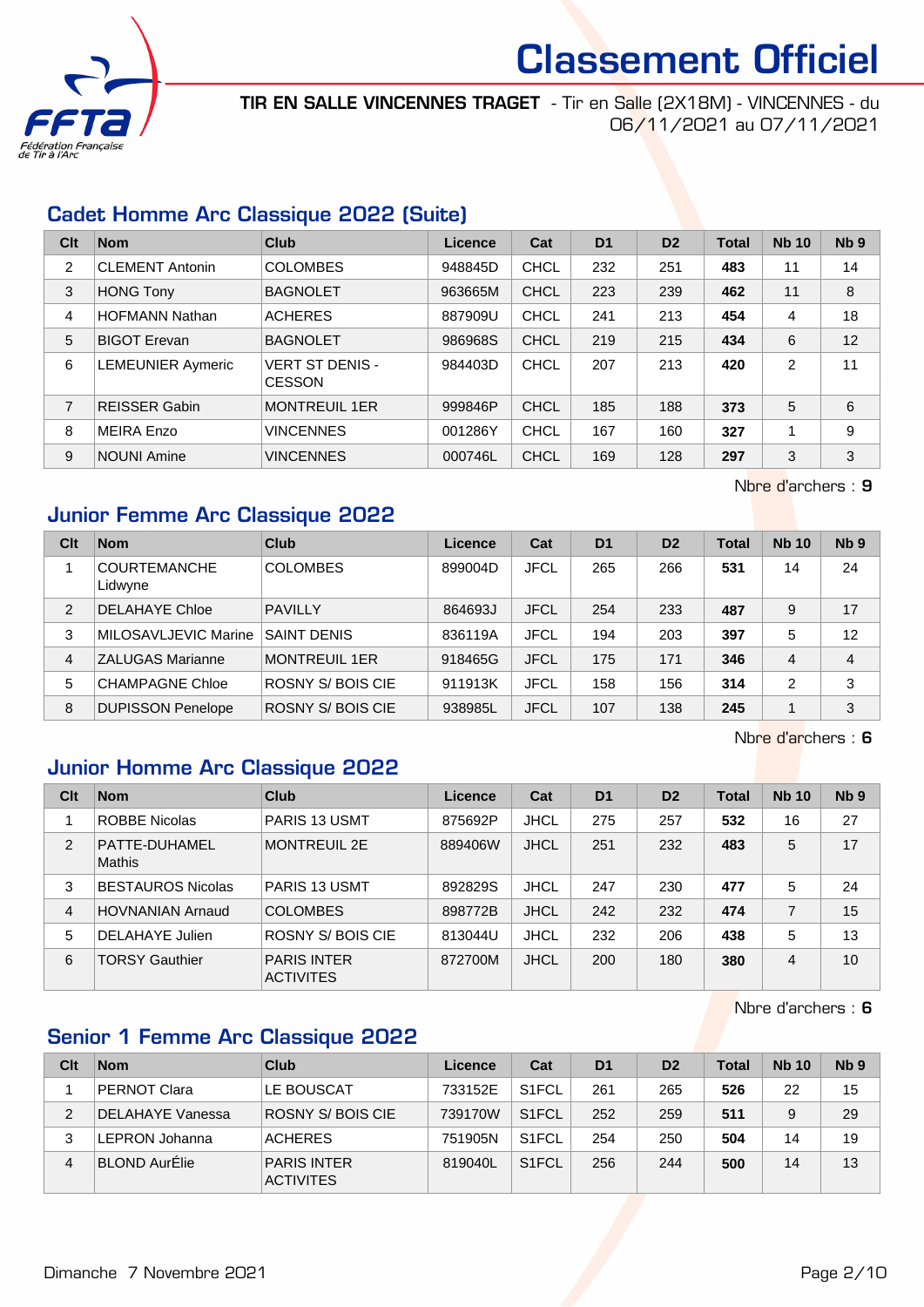# Classement Officiel

**TIR EN SALLE VINCENNES TRAGET** - Tir en Salle (2X18M) - VINCENNES - du 06/11/2021 au 07/11/2021

## Cadet Homme Arc Classique 2022 (Suite)

| Clt | Nom | Club | Licence | Cat | D1 | D2 | Total | Nb 10 | Nb 9 |
|---|---|---|---|---|---|---|---|---|---|
| 2 | CLEMENT Antonin | COLOMBES | 948845D | CHCL | 232 | 251 | **483** | 11 | 14 |
| 3 | HONG Tony | BAGNOLET | 963665M | CHCL | 223 | 239 | **462** | 11 | 8 |
| 4 | HOFMANN Nathan | ACHERES | 887909U | CHCL | 241 | 213 | **454** | 4 | 18 |
| 5 | BIGOT Erevan | BAGNOLET | 986968S | CHCL | 219 | 215 | **434** | 6 | 12 |
| 6 | LEMEUNIER Aymeric | VERT ST DENIS - CESSON | 984403D | CHCL | 207 | 213 | **420** | 2 | 11 |
| 7 | REISSER Gabin | MONTREUIL 1ER | 999846P | CHCL | 185 | 188 | **373** | 5 | 6 |
| 8 | MEIRA Enzo | VINCENNES | 001286Y | CHCL | 167 | 160 | **327** | 1 | 9 |
| 9 | NOUNI Amine | VINCENNES | 000746L | CHCL | 169 | 128 | **297** | 3 | 3 |

Nbre d'archers : **9**

## Junior Femme Arc Classique 2022

| Clt | Nom | Club | Licence | Cat | D1 | D2 | Total | Nb 10 | Nb 9 |
|---|---|---|---|---|---|---|---|---|---|
| 1 | COURTEMANCHE Lidwyne | COLOMBES | 899004D | JFCL | 265 | 266 | **531** | 14 | 24 |
| 2 | DELAHAYE Chloe | PAVILLY | 864693J | JFCL | 254 | 233 | **487** | 9 | 17 |
| 3 | MILOSAVLJEVIC Marine | SAINT DENIS | 836119A | JFCL | 194 | 203 | **397** | 5 | 12 |
| 4 | ZALUGAS Marianne | MONTREUIL 1ER | 918465G | JFCL | 175 | 171 | **346** | 4 | 4 |
| 5 | CHAMPAGNE Chloe | ROSNY S/ BOIS CIE | 911913K | JFCL | 158 | 156 | **314** | 2 | 3 |
| 8 | DUPISSON Penelope | ROSNY S/ BOIS CIE | 938985L | JFCL | 107 | 138 | **245** | 1 | 3 |

Nbre d'archers : **6**

## Junior Homme Arc Classique 2022

| Clt | Nom | Club | Licence | Cat | D1 | D2 | Total | Nb 10 | Nb 9 |
|---|---|---|---|---|---|---|---|---|---|
| 1 | ROBBE Nicolas | PARIS 13 USMT | 875692P | JHCL | 275 | 257 | **532** | 16 | 27 |
| 2 | PATTE-DUHAMEL Mathis | MONTREUIL 2E | 889406W | JHCL | 251 | 232 | **483** | 5 | 17 |
| 3 | BESTAUROS Nicolas | PARIS 13 USMT | 892829S | JHCL | 247 | 230 | **477** | 5 | 24 |
| 4 | HOVNANIAN Arnaud | COLOMBES | 898772B | JHCL | 242 | 232 | **474** | 7 | 15 |
| 5 | DELAHAYE Julien | ROSNY S/ BOIS CIE | 813044U | JHCL | 232 | 206 | **438** | 5 | 13 |
| 6 | TORSY Gauthier | PARIS INTER ACTIVITES | 872700M | JHCL | 200 | 180 | **380** | 4 | 10 |

Nbre d'archers : **6**

## Senior 1 Femme Arc Classique 2022

| Clt | Nom | Club | Licence | Cat | D1 | D2 | Total | Nb 10 | Nb 9 |
|---|---|---|---|---|---|---|---|---|---|
| 1 | PERNOT Clara | LE BOUSCAT | 733152E | S1FCL | 261 | 265 | **526** | 22 | 15 |
| 2 | DELAHAYE Vanessa | ROSNY S/ BOIS CIE | 739170W | S1FCL | 252 | 259 | **511** | 9 | 29 |
| 3 | LEPRON Johanna | ACHERES | 751905N | S1FCL | 254 | 250 | **504** | 14 | 19 |
| 4 | BLOND AurÉlie | PARIS INTER ACTIVITES | 819040L | S1FCL | 256 | 244 | **500** | 14 | 13 |

Dimanche 7 Novembre 2021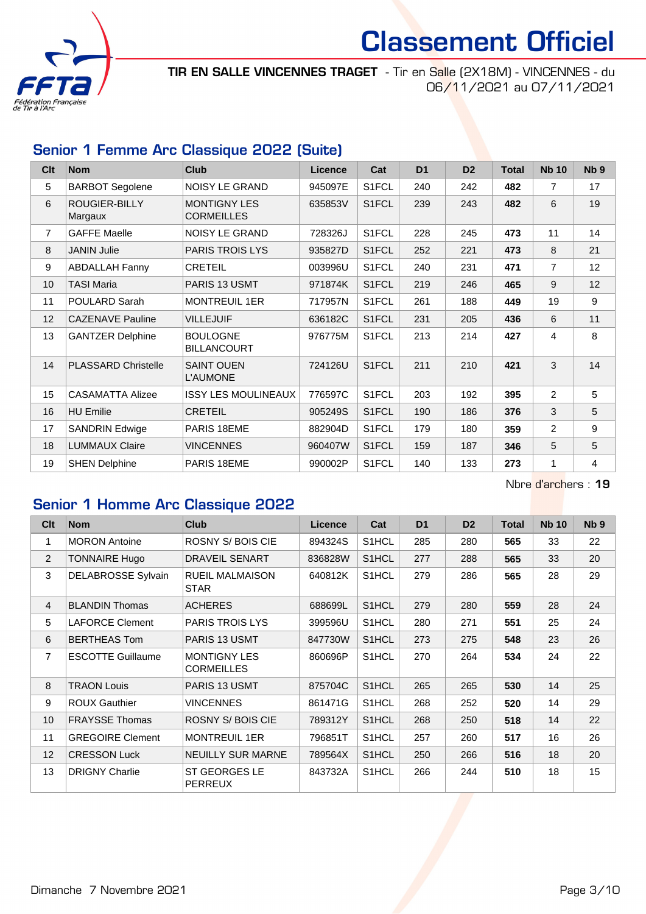# Classement Officiel

**TIR EN SALLE VINCENNES TRAGET** - Tir en Salle (2X18M) - VINCENNES - du 06/11/2021 au 07/11/2021

## Senior 1 Femme Arc Classique 2022 (Suite)

| Clt | Nom | Club | Licence | Cat | D1 | D2 | Total | Nb 10 | Nb 9 |
|---|---|---|---|---|---|---|---|---|---|
| 5 | BARBOT Segolene | NOISY LE GRAND | 945097E | S1FCL | 240 | 242 | **482** | 7 | 17 |
| 6 | ROUGIER-BILLY Margaux | MONTIGNY LES CORMEILLES | 635853V | S1FCL | 239 | 243 | **482** | 6 | 19 |
| 7 | GAFFE Maelle | NOISY LE GRAND | 728326J | S1FCL | 228 | 245 | **473** | 11 | 14 |
| 8 | JANIN Julie | PARIS TROIS LYS | 935827D | S1FCL | 252 | 221 | **473** | 8 | 21 |
| 9 | ABDALLAH Fanny | CRETEIL | 003996U | S1FCL | 240 | 231 | **471** | 7 | 12 |
| 10 | TASI Maria | PARIS 13 USMT | 971874K | S1FCL | 219 | 246 | **465** | 9 | 12 |
| 11 | POULARD Sarah | MONTREUIL 1ER | 717957N | S1FCL | 261 | 188 | **449** | 19 | 9 |
| 12 | CAZENAVE Pauline | VILLEJUIF | 636182C | S1FCL | 231 | 205 | **436** | 6 | 11 |
| 13 | GANTZER Delphine | BOULOGNE BILLANCOURT | 976775M | S1FCL | 213 | 214 | **427** | 4 | 8 |
| 14 | PLASSARD Christelle | SAINT OUEN L'AUMONE | 724126U | S1FCL | 211 | 210 | **421** | 3 | 14 |
| 15 | CASAMATTA Alizee | ISSY LES MOULINEAUX | 776597C | S1FCL | 203 | 192 | **395** | 2 | 5 |
| 16 | HU Emilie | CRETEIL | 905249S | S1FCL | 190 | 186 | **376** | 3 | 5 |
| 17 | SANDRIN Edwige | PARIS 18EME | 882904D | S1FCL | 179 | 180 | **359** | 2 | 9 |
| 18 | LUMMAUX Claire | VINCENNES | 960407W | S1FCL | 159 | 187 | **346** | 5 | 5 |
| 19 | SHEN Delphine | PARIS 18EME | 990002P | S1FCL | 140 | 133 | **273** | 1 | 4 |

Nbre d'archers : **19**

## Senior 1 Homme Arc Classique 2022

| Clt | Nom | Club | Licence | Cat | D1 | D2 | Total | Nb 10 | Nb 9 |
|---|---|---|---|---|---|---|---|---|---|
| 1 | MORON Antoine | ROSNY S/ BOIS CIE | 894324S | S1HCL | 285 | 280 | **565** | 33 | 22 |
| 2 | TONNAIRE Hugo | DRAVEIL SENART | 836828W | S1HCL | 277 | 288 | **565** | 33 | 20 |
| 3 | DELABROSSE Sylvain | RUEIL MALMAISON STAR | 640812K | S1HCL | 279 | 286 | **565** | 28 | 29 |
| 4 | BLANDIN Thomas | ACHERES | 688699L | S1HCL | 279 | 280 | **559** | 28 | 24 |
| 5 | LAFORCE Clement | PARIS TROIS LYS | 399596U | S1HCL | 280 | 271 | **551** | 25 | 24 |
| 6 | BERTHEAS Tom | PARIS 13 USMT | 847730W | S1HCL | 273 | 275 | **548** | 23 | 26 |
| 7 | ESCOTTE Guillaume | MONTIGNY LES CORMEILLES | 860696P | S1HCL | 270 | 264 | **534** | 24 | 22 |
| 8 | TRAON Louis | PARIS 13 USMT | 875704C | S1HCL | 265 | 265 | **530** | 14 | 25 |
| 9 | ROUX Gauthier | VINCENNES | 861471G | S1HCL | 268 | 252 | **520** | 14 | 29 |
| 10 | FRAYSSE Thomas | ROSNY S/ BOIS CIE | 789312Y | S1HCL | 268 | 250 | **518** | 14 | 22 |
| 11 | GREGOIRE Clement | MONTREUIL 1ER | 796851T | S1HCL | 257 | 260 | **517** | 16 | 26 |
| 12 | CRESSON Luck | NEUILLY SUR MARNE | 789564X | S1HCL | 250 | 266 | **516** | 18 | 20 |
| 13 | DRIGNY Charlie | ST GEORGES LE PERREUX | 843732A | S1HCL | 266 | 244 | **510** | 18 | 15 |

Dimanche 7 Novembre 2021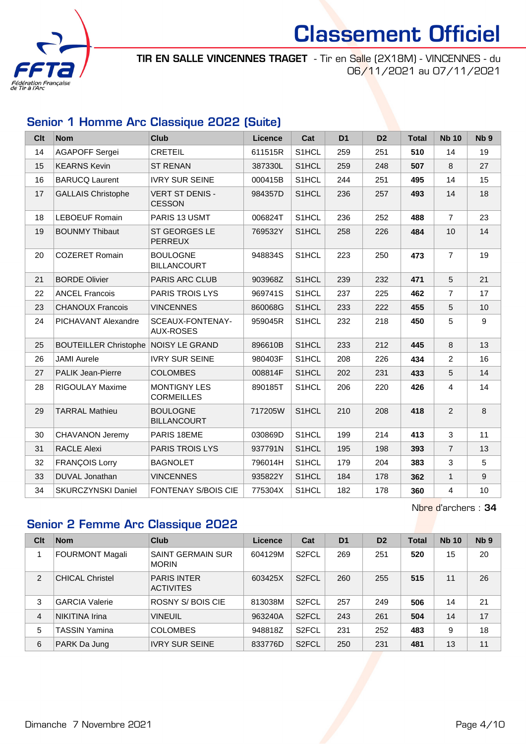# Classement Officiel

**TIR EN SALLE VINCENNES TRAGET** - Tir en Salle (2X18M) - VINCENNES - du 06/11/2021 au 07/11/2021

## Senior 1 Homme Arc Classique 2022 (Suite)

| Clt | Nom | Club | Licence | Cat | D1 | D2 | Total | Nb 10 | Nb 9 |
|---|---|---|---|---|---|---|---|---|---|
| 14 | AGAPOFF Sergei | CRETEIL | 611515R | S1HCL | 259 | 251 | **510** | 14 | 19 |
| 15 | KEARNS Kevin | ST RENAN | 387330L | S1HCL | 259 | 248 | **507** | 8 | 27 |
| 16 | BARUCQ Laurent | IVRY SUR SEINE | 000415B | S1HCL | 244 | 251 | **495** | 14 | 15 |
| 17 | GALLAIS Christophe | VERT ST DENIS - CESSON | 984357D | S1HCL | 236 | 257 | **493** | 14 | 18 |
| 18 | LEBOEUF Romain | PARIS 13 USMT | 006824T | S1HCL | 236 | 252 | **488** | 7 | 23 |
| 19 | BOUNMY Thibaut | ST GEORGES LE PERREUX | 769532Y | S1HCL | 258 | 226 | **484** | 10 | 14 |
| 20 | COZERET Romain | BOULOGNE BILLANCOURT | 948834S | S1HCL | 223 | 250 | **473** | 7 | 19 |
| 21 | BORDE Olivier | PARIS ARC CLUB | 903968Z | S1HCL | 239 | 232 | **471** | 5 | 21 |
| 22 | ANCEL Francois | PARIS TROIS LYS | 969741S | S1HCL | 237 | 225 | **462** | 7 | 17 |
| 23 | CHANOUX Francois | VINCENNES | 860068G | S1HCL | 233 | 222 | **455** | 5 | 10 |
| 24 | PICHAVANT Alexandre | SCEAUX-FONTENAY-AUX-ROSES | 959045R | S1HCL | 232 | 218 | **450** | 5 | 9 |
| 25 | BOUTEILLER Christophe | NOISY LE GRAND | 896610B | S1HCL | 233 | 212 | **445** | 8 | 13 |
| 26 | JAMI Aurele | IVRY SUR SEINE | 980403F | S1HCL | 208 | 226 | **434** | 2 | 16 |
| 27 | PALIK Jean-Pierre | COLOMBES | 008814F | S1HCL | 202 | 231 | **433** | 5 | 14 |
| 28 | RIGOULAY Maxime | MONTIGNY LES CORMEILLES | 890185T | S1HCL | 206 | 220 | **426** | 4 | 14 |
| 29 | TARRAL Mathieu | BOULOGNE BILLANCOURT | 717205W | S1HCL | 210 | 208 | **418** | 2 | 8 |
| 30 | CHAVANON Jeremy | PARIS 18EME | 030869D | S1HCL | 199 | 214 | **413** | 3 | 11 |
| 31 | RACLE Alexi | PARIS TROIS LYS | 937791N | S1HCL | 195 | 198 | **393** | 7 | 13 |
| 32 | FRANÇOIS Lorry | BAGNOLET | 796014H | S1HCL | 179 | 204 | **383** | 3 | 5 |
| 33 | DUVAL Jonathan | VINCENNES | 935822Y | S1HCL | 184 | 178 | **362** | 1 | 9 |
| 34 | SKURCZYNSKI Daniel | FONTENAY S/BOIS CIE | 775304X | S1HCL | 182 | 178 | **360** | 4 | 10 |

Nbre d'archers : **34**

## Senior 2 Femme Arc Classique 2022

| Clt | Nom | Club | Licence | Cat | D1 | D2 | Total | Nb 10 | Nb 9 |
|---|---|---|---|---|---|---|---|---|---|
| 1 | FOURMONT Magali | SAINT GERMAIN SUR MORIN | 604129M | S2FCL | 269 | 251 | **520** | 15 | 20 |
| 2 | CHICAL Christel | PARIS INTER ACTIVITES | 603425X | S2FCL | 260 | 255 | **515** | 11 | 26 |
| 3 | GARCIA Valerie | ROSNY S/ BOIS CIE | 813038M | S2FCL | 257 | 249 | **506** | 14 | 21 |
| 4 | NIKITINA Irina | VINEUIL | 963240A | S2FCL | 243 | 261 | **504** | 14 | 17 |
| 5 | TASSIN Yamina | COLOMBES | 948818Z | S2FCL | 231 | 252 | **483** | 9 | 18 |
| 6 | PARK Da Jung | IVRY SUR SEINE | 833776D | S2FCL | 250 | 231 | **481** | 13 | 11 |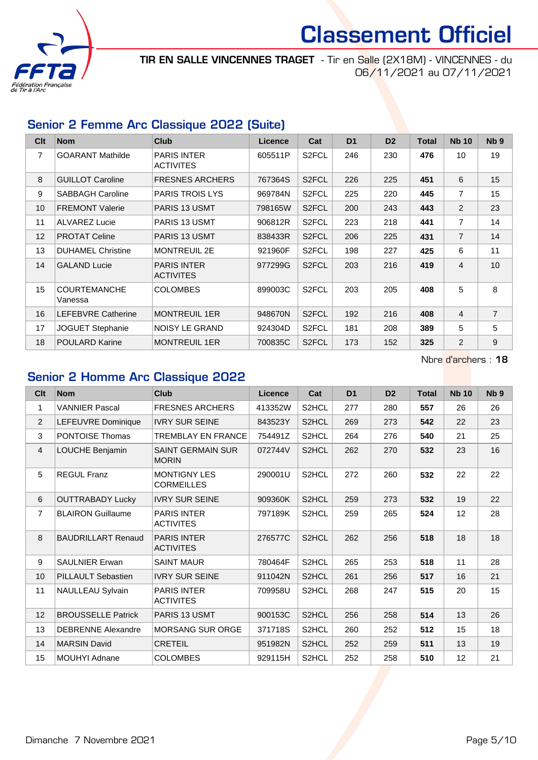# Classement Officiel

**TIR EN SALLE VINCENNES TRAGET** - Tir en Salle (2X18M) - VINCENNES - du 06/11/2021 au 07/11/2021

## Senior 2 Femme Arc Classique 2022 (Suite)

| Clt | Nom | Club | Licence | Cat | D1 | D2 | Total | Nb 10 | Nb 9 |
|---|---|---|---|---|---|---|---|---|---|
| 7 | GOARANT Mathilde | PARIS INTER ACTIVITES | 605511P | S2FCL | 246 | 230 | **476** | 10 | 19 |
| 8 | GUILLOT Caroline | FRESNES ARCHERS | 767364S | S2FCL | 226 | 225 | **451** | 6 | 15 |
| 9 | SABBAGH Caroline | PARIS TROIS LYS | 969784N | S2FCL | 225 | 220 | **445** | 7 | 15 |
| 10 | FREMONT Valerie | PARIS 13 USMT | 798165W | S2FCL | 200 | 243 | **443** | 2 | 23 |
| 11 | ALVAREZ Lucie | PARIS 13 USMT | 906812R | S2FCL | 223 | 218 | **441** | 7 | 14 |
| 12 | PROTAT Celine | PARIS 13 USMT | 838433R | S2FCL | 206 | 225 | **431** | 7 | 14 |
| 13 | DUHAMEL Christine | MONTREUIL 2E | 921960F | S2FCL | 198 | 227 | **425** | 6 | 11 |
| 14 | GALAND Lucie | PARIS INTER ACTIVITES | 977299G | S2FCL | 203 | 216 | **419** | 4 | 10 |
| 15 | COURTEMANCHE Vanessa | COLOMBES | 899003C | S2FCL | 203 | 205 | **408** | 5 | 8 |
| 16 | LEFEBVRE Catherine | MONTREUIL 1ER | 948670N | S2FCL | 192 | 216 | **408** | 4 | 7 |
| 17 | JOGUET Stephanie | NOISY LE GRAND | 924304D | S2FCL | 181 | 208 | **389** | 5 | 5 |
| 18 | POULARD Karine | MONTREUIL 1ER | 700835C | S2FCL | 173 | 152 | **325** | 2 | 9 |

Nbre d'archers : **18**

## Senior 2 Homme Arc Classique 2022

| Clt | Nom | Club | Licence | Cat | D1 | D2 | Total | Nb 10 | Nb 9 |
|---|---|---|---|---|---|---|---|---|---|
| 1 | VANNIER Pascal | FRESNES ARCHERS | 413352W | S2HCL | 277 | 280 | **557** | 26 | 26 |
| 2 | LEFEUVRE Dominique | IVRY SUR SEINE | 843523Y | S2HCL | 269 | 273 | **542** | 22 | 23 |
| 3 | PONTOISE Thomas | TREMBLAY EN FRANCE | 754491Z | S2HCL | 264 | 276 | **540** | 21 | 25 |
| 4 | LOUCHE Benjamin | SAINT GERMAIN SUR MORIN | 072744V | S2HCL | 262 | 270 | **532** | 23 | 16 |
| 5 | REGUL Franz | MONTIGNY LES CORMEILLES | 290001U | S2HCL | 272 | 260 | **532** | 22 | 22 |
| 6 | OUTTRABADY Lucky | IVRY SUR SEINE | 909360K | S2HCL | 259 | 273 | **532** | 19 | 22 |
| 7 | BLAIRON Guillaume | PARIS INTER ACTIVITES | 797189K | S2HCL | 259 | 265 | **524** | 12 | 28 |
| 8 | BAUDRILLART Renaud | PARIS INTER ACTIVITES | 276577C | S2HCL | 262 | 256 | **518** | 18 | 18 |
| 9 | SAULNIER Erwan | SAINT MAUR | 780464F | S2HCL | 265 | 253 | **518** | 11 | 28 |
| 10 | PILLAULT Sebastien | IVRY SUR SEINE | 911042N | S2HCL | 261 | 256 | **517** | 16 | 21 |
| 11 | NAULLEAU Sylvain | PARIS INTER ACTIVITES | 709958U | S2HCL | 268 | 247 | **515** | 20 | 15 |
| 12 | BROUSSELLE Patrick | PARIS 13 USMT | 900153C | S2HCL | 256 | 258 | **514** | 13 | 26 |
| 13 | DEBRENNE Alexandre | MORSANG SUR ORGE | 371718S | S2HCL | 260 | 252 | **512** | 15 | 18 |
| 14 | MARSIN David | CRETEIL | 951982N | S2HCL | 252 | 259 | **511** | 13 | 19 |
| 15 | MOUHYI Adnane | COLOMBES | 929115H | S2HCL | 252 | 258 | **510** | 12 | 21 |

Dimanche 7 Novembre 2021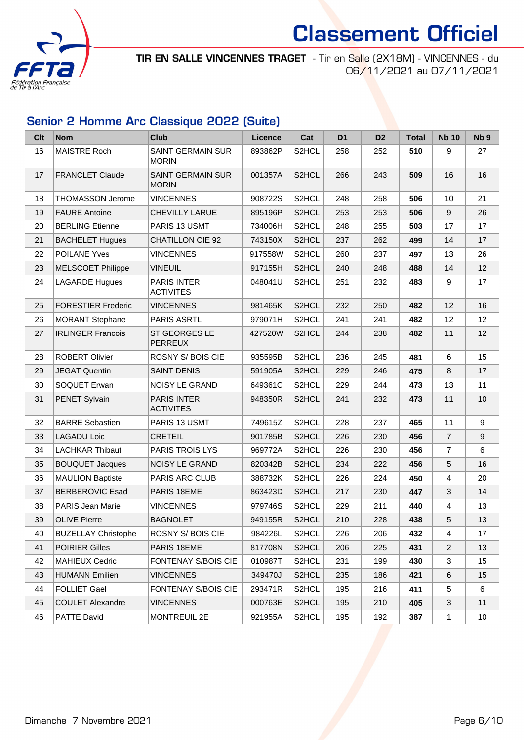# Classement Officiel

**TIR EN SALLE VINCENNES TRAGET** - Tir en Salle (2X18M) - VINCENNES - du 06/11/2021 au 07/11/2021

## Senior 2 Homme Arc Classique 2022 (Suite)

| Clt | Nom | Club | Licence | Cat | D1 | D2 | Total | Nb 10 | Nb 9 |
|---|---|---|---|---|---|---|---|---|---|
| 16 | MAISTRE Roch | SAINT GERMAIN SUR MORIN | 893862P | S2HCL | 258 | 252 | **510** | 9 | 27 |
| 17 | FRANCLET Claude | SAINT GERMAIN SUR MORIN | 001357A | S2HCL | 266 | 243 | **509** | 16 | 16 |
| 18 | THOMASSON Jerome | VINCENNES | 908722S | S2HCL | 248 | 258 | **506** | 10 | 21 |
| 19 | FAURE Antoine | CHEVILLY LARUE | 895196P | S2HCL | 253 | 253 | **506** | 9 | 26 |
| 20 | BERLING Etienne | PARIS 13 USMT | 734006H | S2HCL | 248 | 255 | **503** | 17 | 17 |
| 21 | BACHELET Hugues | CHATILLON CIE 92 | 743150X | S2HCL | 237 | 262 | **499** | 14 | 17 |
| 22 | POILANE Yves | VINCENNES | 917558W | S2HCL | 260 | 237 | **497** | 13 | 26 |
| 23 | MELSCOET Philippe | VINEUIL | 917155H | S2HCL | 240 | 248 | **488** | 14 | 12 |
| 24 | LAGARDE Hugues | PARIS INTER ACTIVITES | 048041U | S2HCL | 251 | 232 | **483** | 9 | 17 |
| 25 | FORESTIER Frederic | VINCENNES | 981465K | S2HCL | 232 | 250 | **482** | 12 | 16 |
| 26 | MORANT Stephane | PARIS ASRTL | 979071H | S2HCL | 241 | 241 | **482** | 12 | 12 |
| 27 | IRLINGER Francois | ST GEORGES LE PERREUX | 427520W | S2HCL | 244 | 238 | **482** | 11 | 12 |
| 28 | ROBERT Olivier | ROSNY S/ BOIS CIE | 935595B | S2HCL | 236 | 245 | **481** | 6 | 15 |
| 29 | JEGAT Quentin | SAINT DENIS | 591905A | S2HCL | 229 | 246 | **475** | 8 | 17 |
| 30 | SOQUET Erwan | NOISY LE GRAND | 649361C | S2HCL | 229 | 244 | **473** | 13 | 11 |
| 31 | PENET Sylvain | PARIS INTER ACTIVITES | 948350R | S2HCL | 241 | 232 | **473** | 11 | 10 |
| 32 | BARRE Sebastien | PARIS 13 USMT | 749615Z | S2HCL | 228 | 237 | **465** | 11 | 9 |
| 33 | LAGADU Loic | CRETEIL | 901785B | S2HCL | 226 | 230 | **456** | 7 | 9 |
| 34 | LACHKAR Thibaut | PARIS TROIS LYS | 969772A | S2HCL | 226 | 230 | **456** | 7 | 6 |
| 35 | BOUQUET Jacques | NOISY LE GRAND | 820342B | S2HCL | 234 | 222 | **456** | 5 | 16 |
| 36 | MAULION Baptiste | PARIS ARC CLUB | 388732K | S2HCL | 226 | 224 | **450** | 4 | 20 |
| 37 | BERBEROVIC Esad | PARIS 18EME | 863423D | S2HCL | 217 | 230 | **447** | 3 | 14 |
| 38 | PARIS Jean Marie | VINCENNES | 979746S | S2HCL | 229 | 211 | **440** | 4 | 13 |
| 39 | OLIVE Pierre | BAGNOLET | 949155R | S2HCL | 210 | 228 | **438** | 5 | 13 |
| 40 | BUZELLAY Christophe | ROSNY S/ BOIS CIE | 984226L | S2HCL | 226 | 206 | **432** | 4 | 17 |
| 41 | POIRIER Gilles | PARIS 18EME | 817708N | S2HCL | 206 | 225 | **431** | 2 | 13 |
| 42 | MAHIEUX Cedric | FONTENAY S/BOIS CIE | 010987T | S2HCL | 231 | 199 | **430** | 3 | 15 |
| 43 | HUMANN Emilien | VINCENNES | 349470J | S2HCL | 235 | 186 | **421** | 6 | 15 |
| 44 | FOLLIET Gael | FONTENAY S/BOIS CIE | 293471R | S2HCL | 195 | 216 | **411** | 5 | 6 |
| 45 | COULET Alexandre | VINCENNES | 000763E | S2HCL | 195 | 210 | **405** | 3 | 11 |
| 46 | PATTE David | MONTREUIL 2E | 921955A | S2HCL | 195 | 192 | **387** | 1 | 10 |

Dimanche 7 Novembre 2021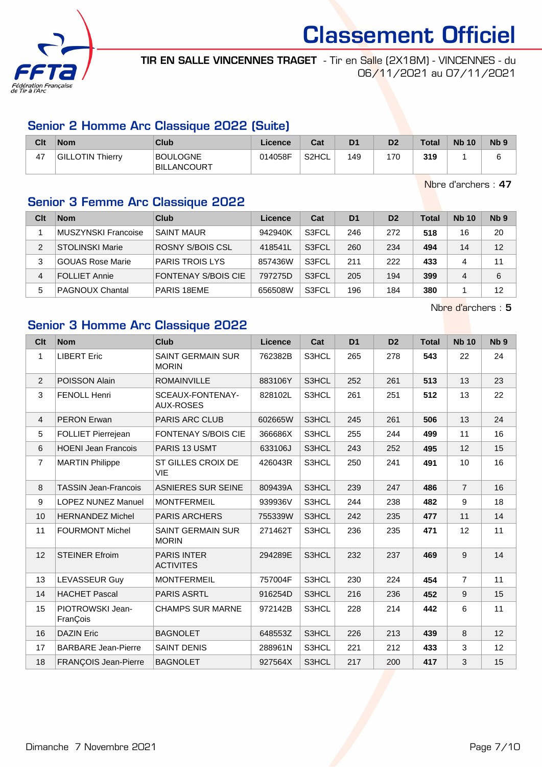# Classement Officiel

**TIR EN SALLE VINCENNES TRAGET** - Tir en Salle (2X18M) - VINCENNES - du 06/11/2021 au 07/11/2021

## Senior 2 Homme Arc Classique 2022 (Suite)

| Clt | Nom | Club | Licence | Cat | D1 | D2 | Total | Nb 10 | Nb 9 |
|---|---|---|---|---|---|---|---|---|---|
| 47 | GILLOTIN Thierry | BOULOGNE BILLANCOURT | 014058F | S2HCL | 149 | 170 | **319** | 1 | 6 |

Nbre d'archers : **47**

## Senior 3 Femme Arc Classique 2022

| Clt | Nom | Club | Licence | Cat | D1 | D2 | Total | Nb 10 | Nb 9 |
|---|---|---|---|---|---|---|---|---|---|
| 1 | MUSZYNSKI Francoise | SAINT MAUR | 942940K | S3FCL | 246 | 272 | **518** | 16 | 20 |
| 2 | STOLINSKI Marie | ROSNY S/BOIS CSL | 418541L | S3FCL | 260 | 234 | **494** | 14 | 12 |
| 3 | GOUAS Rose Marie | PARIS TROIS LYS | 857436W | S3FCL | 211 | 222 | **433** | 4 | 11 |
| 4 | FOLLIET Annie | FONTENAY S/BOIS CIE | 797275D | S3FCL | 205 | 194 | **399** | 4 | 6 |
| 5 | PAGNOUX Chantal | PARIS 18EME | 656508W | S3FCL | 196 | 184 | **380** | 1 | 12 |

Nbre d'archers : **5**

## Senior 3 Homme Arc Classique 2022

| Clt | Nom | Club | Licence | Cat | D1 | D2 | Total | Nb 10 | Nb 9 |
|---|---|---|---|---|---|---|---|---|---|
| 1 | LIBERT Eric | SAINT GERMAIN SUR MORIN | 762382B | S3HCL | 265 | 278 | **543** | 22 | 24 |
| 2 | POISSON Alain | ROMAINVILLE | 883106Y | S3HCL | 252 | 261 | **513** | 13 | 23 |
| 3 | FENOLL Henri | SCEAUX-FONTENAY-AUX-ROSES | 828102L | S3HCL | 261 | 251 | **512** | 13 | 22 |
| 4 | PERON Erwan | PARIS ARC CLUB | 602665W | S3HCL | 245 | 261 | **506** | 13 | 24 |
| 5 | FOLLIET Pierrejean | FONTENAY S/BOIS CIE | 366686X | S3HCL | 255 | 244 | **499** | 11 | 16 |
| 6 | HOENI Jean Francois | PARIS 13 USMT | 633106J | S3HCL | 243 | 252 | **495** | 12 | 15 |
| 7 | MARTIN Philippe | ST GILLES CROIX DE VIE | 426043R | S3HCL | 250 | 241 | **491** | 10 | 16 |
| 8 | TASSIN Jean-Francois | ASNIERES SUR SEINE | 809439A | S3HCL | 239 | 247 | **486** | 7 | 16 |
| 9 | LOPEZ NUNEZ Manuel | MONTFERMEIL | 939936V | S3HCL | 244 | 238 | **482** | 9 | 18 |
| 10 | HERNANDEZ Michel | PARIS ARCHERS | 755339W | S3HCL | 242 | 235 | **477** | 11 | 14 |
| 11 | FOURMONT Michel | SAINT GERMAIN SUR MORIN | 271462T | S3HCL | 236 | 235 | **471** | 12 | 11 |
| 12 | STEINER Efroim | PARIS INTER ACTIVITES | 294289E | S3HCL | 232 | 237 | **469** | 9 | 14 |
| 13 | LEVASSEUR Guy | MONTFERMEIL | 757004F | S3HCL | 230 | 224 | **454** | 7 | 11 |
| 14 | HACHET Pascal | PARIS ASRTL | 916254D | S3HCL | 216 | 236 | **452** | 9 | 15 |
| 15 | PIOTROWSKI Jean-FranÇois | CHAMPS SUR MARNE | 972142B | S3HCL | 228 | 214 | **442** | 6 | 11 |
| 16 | DAZIN Eric | BAGNOLET | 648553Z | S3HCL | 226 | 213 | **439** | 8 | 12 |
| 17 | BARBARE Jean-Pierre | SAINT DENIS | 288961N | S3HCL | 221 | 212 | **433** | 3 | 12 |
| 18 | FRANÇOIS Jean-Pierre | BAGNOLET | 927564X | S3HCL | 217 | 200 | **417** | 3 | 15 |

Dimanche 7 Novembre 2021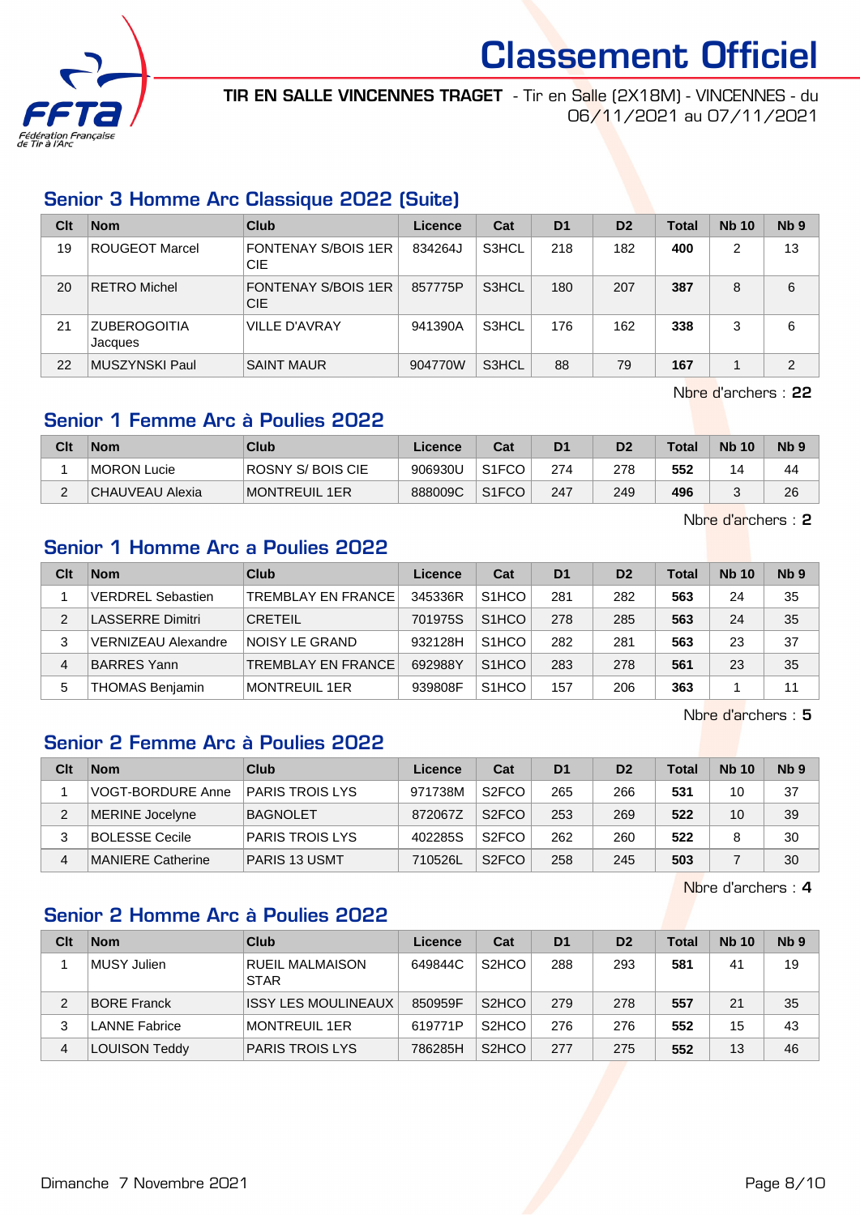# Classement Officiel

**TIR EN SALLE VINCENNES TRAGET** - Tir en Salle (2X18M) - VINCENNES - du 06/11/2021 au 07/11/2021

## Senior 3 Homme Arc Classique 2022 (Suite)

| Clt | Nom | Club | Licence | Cat | D1 | D2 | Total | Nb 10 | Nb 9 |
|---|---|---|---|---|---|---|---|---|---|
| 19 | ROUGEOT Marcel | FONTENAY S/BOIS 1ER CIE | 834264J | S3HCL | 218 | 182 | **400** | 2 | 13 |
| 20 | RETRO Michel | FONTENAY S/BOIS 1ER CIE | 857775P | S3HCL | 180 | 207 | **387** | 8 | 6 |
| 21 | ZUBEROGOITIA Jacques | VILLE D'AVRAY | 941390A | S3HCL | 176 | 162 | **338** | 3 | 6 |
| 22 | MUSZYNSKI Paul | SAINT MAUR | 904770W | S3HCL | 88 | 79 | **167** | 1 | 2 |

Nbre d'archers : **22**

## Senior 1 Femme Arc à Poulies 2022

| Clt | Nom | Club | Licence | Cat | D1 | D2 | Total | Nb 10 | Nb 9 |
|---|---|---|---|---|---|---|---|---|---|
| 1 | MORON Lucie | ROSNY S/ BOIS CIE | 906930U | S1FCO | 274 | 278 | **552** | 14 | 44 |
| 2 | CHAUVEAU Alexia | MONTREUIL 1ER | 888009C | S1FCO | 247 | 249 | **496** | 3 | 26 |

Nbre d'archers : **2**

## Senior 1 Homme Arc a Poulies 2022

| Clt | Nom | Club | Licence | Cat | D1 | D2 | Total | Nb 10 | Nb 9 |
|---|---|---|---|---|---|---|---|---|---|
| 1 | VERDREL Sebastien | TREMBLAY EN FRANCE | 345336R | S1HCO | 281 | 282 | **563** | 24 | 35 |
| 2 | LASSERRE Dimitri | CRETEIL | 701975S | S1HCO | 278 | 285 | **563** | 24 | 35 |
| 3 | VERNIZEAU Alexandre | NOISY LE GRAND | 932128H | S1HCO | 282 | 281 | **563** | 23 | 37 |
| 4 | BARRES Yann | TREMBLAY EN FRANCE | 692988Y | S1HCO | 283 | 278 | **561** | 23 | 35 |
| 5 | THOMAS Benjamin | MONTREUIL 1ER | 939808F | S1HCO | 157 | 206 | **363** | 1 | 11 |

Nbre d'archers : **5**

## Senior 2 Femme Arc à Poulies 2022

| Clt | Nom | Club | Licence | Cat | D1 | D2 | Total | Nb 10 | Nb 9 |
|---|---|---|---|---|---|---|---|---|---|
| 1 | VOGT-BORDURE Anne | PARIS TROIS LYS | 971738M | S2FCO | 265 | 266 | **531** | 10 | 37 |
| 2 | MERINE Jocelyne | BAGNOLET | 872067Z | S2FCO | 253 | 269 | **522** | 10 | 39 |
| 3 | BOLESSE Cecile | PARIS TROIS LYS | 402285S | S2FCO | 262 | 260 | **522** | 8 | 30 |
| 4 | MANIERE Catherine | PARIS 13 USMT | 710526L | S2FCO | 258 | 245 | **503** | 7 | 30 |

Nbre d'archers : **4**

## Senior 2 Homme Arc à Poulies 2022

| Clt | Nom | Club | Licence | Cat | D1 | D2 | Total | Nb 10 | Nb 9 |
|---|---|---|---|---|---|---|---|---|---|
| 1 | MUSY Julien | RUEIL MALMAISON STAR | 649844C | S2HCO | 288 | 293 | **581** | 41 | 19 |
| 2 | BORE Franck | ISSY LES MOULINEAUX | 850959F | S2HCO | 279 | 278 | **557** | 21 | 35 |
| 3 | LANNE Fabrice | MONTREUIL 1ER | 619771P | S2HCO | 276 | 276 | **552** | 15 | 43 |
| 4 | LOUISON Teddy | PARIS TROIS LYS | 786285H | S2HCO | 277 | 275 | **552** | 13 | 46 |

Dimanche 7 Novembre 2021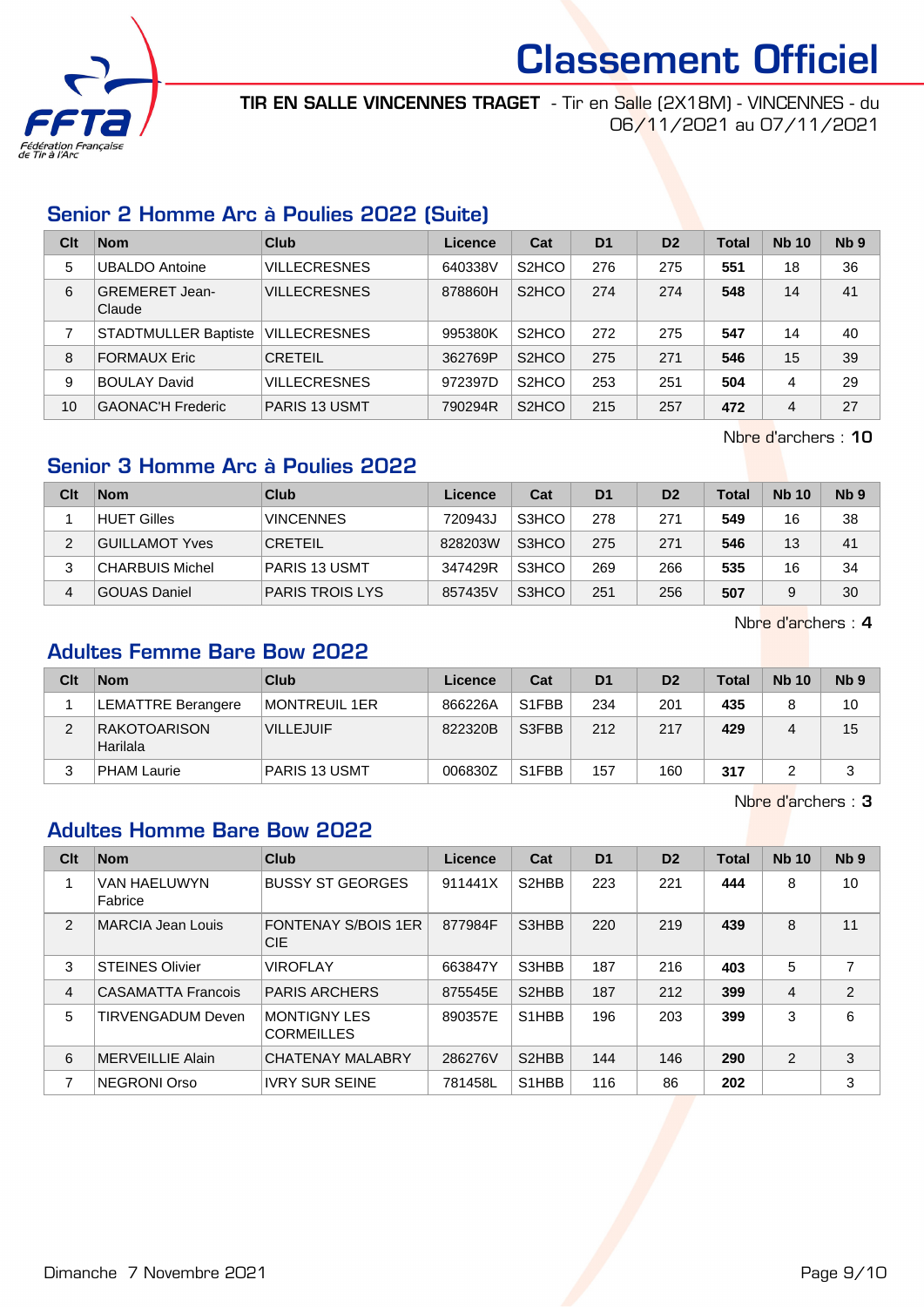# Classement Officiel

**TIR EN SALLE VINCENNES TRAGET** - Tir en Salle (2X18M) - VINCENNES - du 06/11/2021 au 07/11/2021

## Senior 2 Homme Arc à Poulies 2022 (Suite)

| Clt | Nom | Club | Licence | Cat | D1 | D2 | Total | Nb 10 | Nb 9 |
|---|---|---|---|---|---|---|---|---|---|
| 5 | UBALDO Antoine | VILLECRESNES | 640338V | S2HCO | 276 | 275 | **551** | 18 | 36 |
| 6 | GREMERET Jean-Claude | VILLECRESNES | 878860H | S2HCO | 274 | 274 | **548** | 14 | 41 |
| 7 | STADTMULLER Baptiste | VILLECRESNES | 995380K | S2HCO | 272 | 275 | **547** | 14 | 40 |
| 8 | FORMAUX Eric | CRETEIL | 362769P | S2HCO | 275 | 271 | **546** | 15 | 39 |
| 9 | BOULAY David | VILLECRESNES | 972397D | S2HCO | 253 | 251 | **504** | 4 | 29 |
| 10 | GAONAC'H Frederic | PARIS 13 USMT | 790294R | S2HCO | 215 | 257 | **472** | 4 | 27 |

Nbre d'archers : **10**

## Senior 3 Homme Arc à Poulies 2022

| Clt | Nom | Club | Licence | Cat | D1 | D2 | Total | Nb 10 | Nb 9 |
|---|---|---|---|---|---|---|---|---|---|
| 1 | HUET Gilles | VINCENNES | 720943J | S3HCO | 278 | 271 | **549** | 16 | 38 |
| 2 | GUILLAMOT Yves | CRETEIL | 828203W | S3HCO | 275 | 271 | **546** | 13 | 41 |
| 3 | CHARBUIS Michel | PARIS 13 USMT | 347429R | S3HCO | 269 | 266 | **535** | 16 | 34 |
| 4 | GOUAS Daniel | PARIS TROIS LYS | 857435V | S3HCO | 251 | 256 | **507** | 9 | 30 |

Nbre d'archers : **4**

## Adultes Femme Bare Bow 2022

| Clt | Nom | Club | Licence | Cat | D1 | D2 | Total | Nb 10 | Nb 9 |
|---|---|---|---|---|---|---|---|---|---|
| 1 | LEMATTRE Berangere | MONTREUIL 1ER | 866226A | S1FBB | 234 | 201 | **435** | 8 | 10 |
| 2 | RAKOTOARISON Harilala | VILLEJUIF | 822320B | S3FBB | 212 | 217 | **429** | 4 | 15 |
| 3 | PHAM Laurie | PARIS 13 USMT | 006830Z | S1FBB | 157 | 160 | **317** | 2 | 3 |

Nbre d'archers : **3**

## Adultes Homme Bare Bow 2022

| Clt | Nom | Club | Licence | Cat | D1 | D2 | Total | Nb 10 | Nb 9 |
|---|---|---|---|---|---|---|---|---|---|
| 1 | VAN HAELUWYN Fabrice | BUSSY ST GEORGES | 911441X | S2HBB | 223 | 221 | **444** | 8 | 10 |
| 2 | MARCIA Jean Louis | FONTENAY S/BOIS 1ER CIE | 877984F | S3HBB | 220 | 219 | **439** | 8 | 11 |
| 3 | STEINES Olivier | VIROFLAY | 663847Y | S3HBB | 187 | 216 | **403** | 5 | 7 |
| 4 | CASAMATTA Francois | PARIS ARCHERS | 875545E | S2HBB | 187 | 212 | **399** | 4 | 2 |
| 5 | TIRVENGADUM Deven | MONTIGNY LES CORMEILLES | 890357E | S1HBB | 196 | 203 | **399** | 3 | 6 |
| 6 | MERVEILLIE Alain | CHATENAY MALABRY | 286276V | S2HBB | 144 | 146 | **290** | 2 | 3 |
| 7 | NEGRONI Orso | IVRY SUR SEINE | 781458L | S1HBB | 116 | 86 | **202** | | 3 |

Dimanche 7 Novembre 2021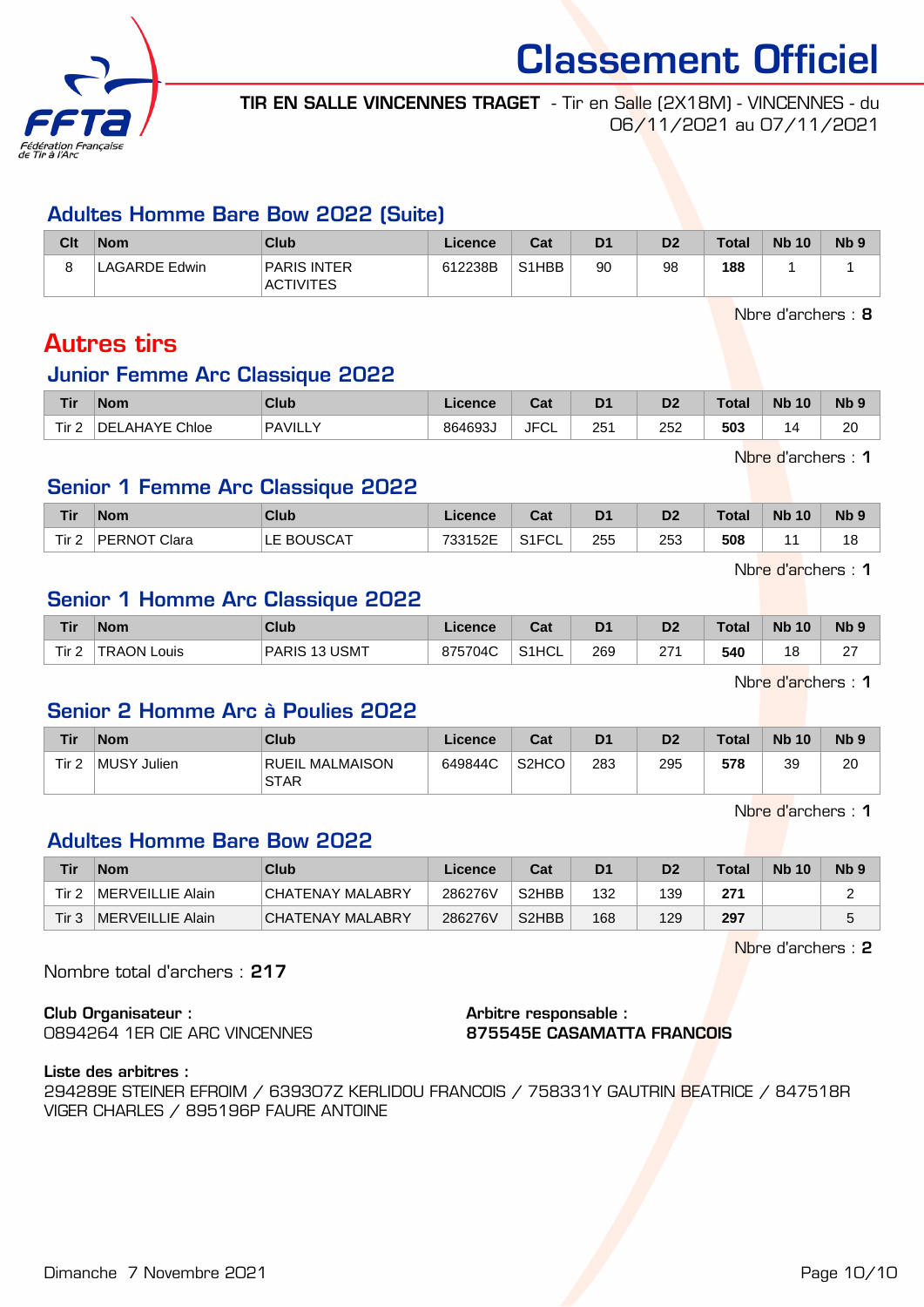# Classement Officiel

**TIR EN SALLE VINCENNES TRAGET** - Tir en Salle (2X18M) - VINCENNES - du 06/11/2021 au 07/11/2021

## Adultes Homme Bare Bow 2022 (Suite)

| Clt | Nom | Club | Licence | Cat | D1 | D2 | Total | Nb 10 | Nb 9 |
|---|---|---|---|---|---|---|---|---|---|
| 8 | LAGARDE Edwin | PARIS INTER ACTIVITES | 612238B | S1HBB | 90 | 98 | **188** | 1 | 1 |

Nbre d'archers : **8**

# Autres tirs

## Junior Femme Arc Classique 2022

| Tir | Nom | Club | Licence | Cat | D1 | D2 | Total | Nb 10 | Nb 9 |
|---|---|---|---|---|---|---|---|---|---|
| Tir 2 | DELAHAYE Chloe | PAVILLY | 864693J | JFCL | 251 | 252 | **503** | 14 | 20 |

Nbre d'archers : **1**

## Senior 1 Femme Arc Classique 2022

| Tir | Nom | Club | Licence | Cat | D1 | D2 | Total | Nb 10 | Nb 9 |
|---|---|---|---|---|---|---|---|---|---|
| Tir 2 | PERNOT Clara | LE BOUSCAT | 733152E | S1FCL | 255 | 253 | **508** | 11 | 18 |

Nbre d'archers : **1**

## Senior 1 Homme Arc Classique 2022

| Tir | Nom | Club | Licence | Cat | D1 | D2 | Total | Nb 10 | Nb 9 |
|---|---|---|---|---|---|---|---|---|---|
| Tir 2 | TRAON Louis | PARIS 13 USMT | 875704C | S1HCL | 269 | 271 | **540** | 18 | 27 |

Nbre d'archers : **1**

## Senior 2 Homme Arc à Poulies 2022

| Tir | Nom | Club | Licence | Cat | D1 | D2 | Total | Nb 10 | Nb 9 |
|---|---|---|---|---|---|---|---|---|---|
| Tir 2 | MUSY Julien | RUEIL MALMAISON STAR | 649844C | S2HCO | 283 | 295 | **578** | 39 | 20 |

Nbre d'archers : **1**

## Adultes Homme Bare Bow 2022

| Tir | Nom | Club | Licence | Cat | D1 | D2 | Total | Nb 10 | Nb 9 |
|---|---|---|---|---|---|---|---|---|---|
| Tir 2 | MERVEILLIE Alain | CHATENAY MALABRY | 286276V | S2HBB | 132 | 139 | **271** | | 2 |
| Tir 3 | MERVEILLIE Alain | CHATENAY MALABRY | 286276V | S2HBB | 168 | 129 | **297** | | 5 |

Nbre d'archers : **2**

Nombre total d'archers : **217**

**Club Organisateur :**
0894264 1ER CIE ARC VINCENNES

**Arbitre responsable :**
**875545E CASAMATTA FRANCOIS**

**Liste des arbitres :**
294289E STEINER EFROIM / 639307Z KERLIDOU FRANCOIS / 758331Y GAUTRIN BEATRICE / 847518R VIGER CHARLES / 895196P FAURE ANTOINE

Dimanche 7 Novembre 2021